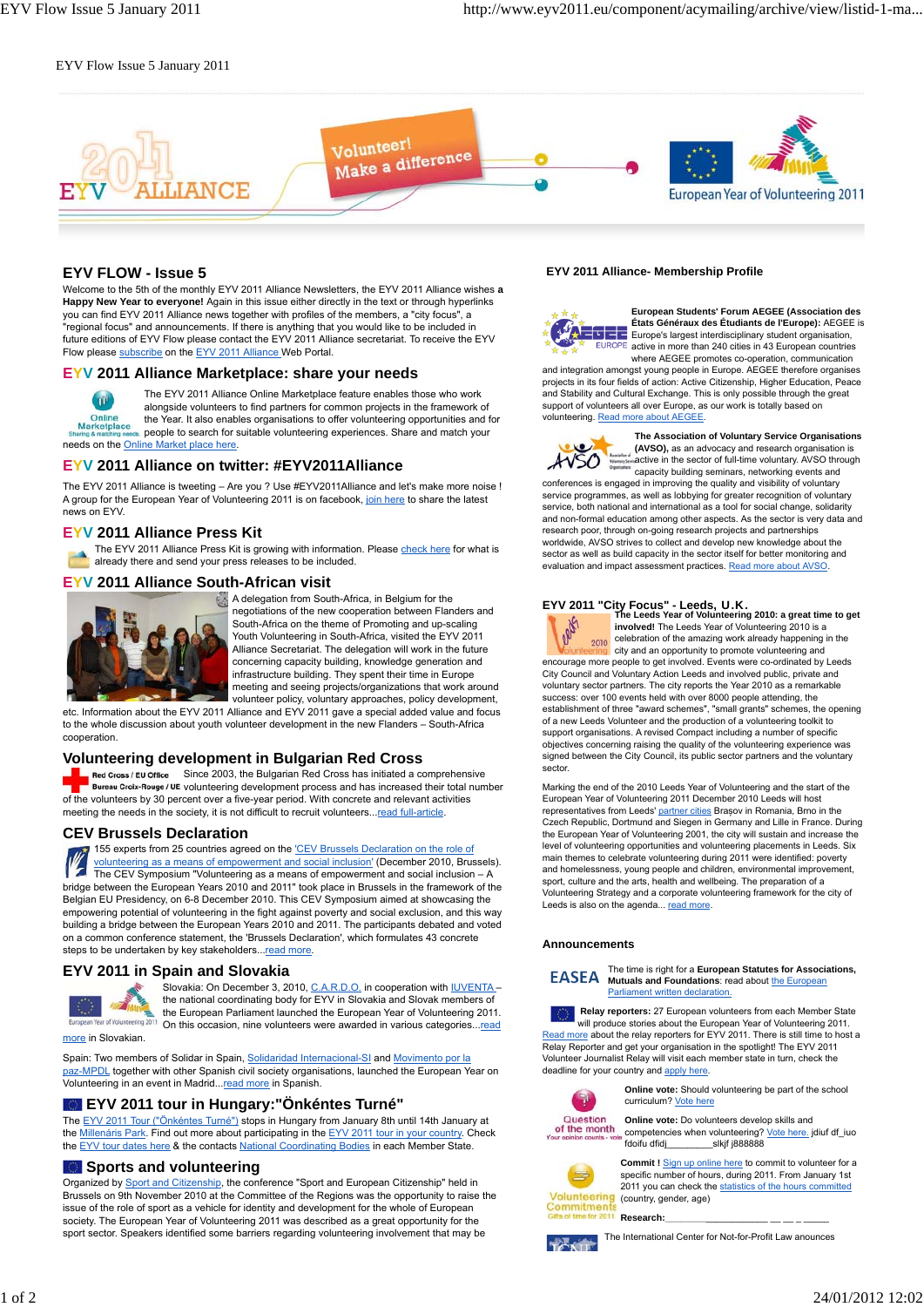EYV Flow Issue 5 January 2011

## EYV FLOW - Issue 5

Welcome to the 5th of the monthly EYV 2011 Alliance Newsletters, the EYV 2011 Alliance wishes **a Happy New Year to everyone!** Again in this issue either directly in the text or through hyperlinks you can find EYV 2011 Alliance news together with profiles of the members, a "city focus", a "regional focus" and announcements. If there is anything that you would like to be included in future editions of EYV Flow please contact the EYV 2011 Alliance secretariat. To receive the EYV Flow please subscribe on the EYV 2011 Alliance Web Portal.

## EYV 2011 Alliance Marketplace: share your needs

The EYV 2011 Alliance Online Marketplace feature enables those who work alongside volunteers to find partners for common projects in the framework of the Year. It also enables organisations to offer volunteering opportunities and for people to search for suitable volunteering experiences. Share and match your needs on the Online Market place here.

## EYV 2011 Alliance on twitter: #EYV2011Alliance

The EYV 2011 Alliance is tweeting – Are you ? Use #EYV2011Alliance and let's make more noise ! A group for the European Year of Volunteering 2011 is on facebook, join here to share the latest news on EYV.

## EYV 2011 Alliance Press Kit

The EYV 2011 Alliance Press Kit is growing with information. Please check here for what is already there and send your press releases to be included.

## EYV 2011 Alliance South-African visit

A delegation from South-Africa, in Belgium for the negotiations of the new cooperation between Flanders and South-Africa on the theme of Promoting and up-scaling Youth Volunteering in South-Africa, visited the EYV 2011 Alliance Secretariat. The delegation will work in the future concerning capacity building, knowledge generation and infrastructure building. They spent their time in Europe meeting and seeing projects/organizations that work around volunteer policy, voluntary approaches, policy development, etc. Information about the EYV 2011 Alliance and EYV 2011 gave a special added value and focus to the whole discussion about youth volunteer development in the new Flanders – South-Africa cooperation.

## Volunteering development in Bulgarian Red Cross

Since 2003, the Bulgarian Red Cross has initiated a comprehensive volunteering development process and has increased their total number of the volunteers by 30 percent over a five-year period. With concrete and relevant activities meeting the needs in the society, it is not difficult to recruit volunteers...read full-article.

## CEV Brussels Declaration

155 experts from 25 countries agreed on the 'CEV Brussels Declaration on the role of volunteering as a means of empowerment and social inclusion' (December 2010, Brussels). The CEV Symposium "Volunteering as a means of empowerment and social inclusion – A bridge between the European Years 2010 and 2011" took place in Brussels in the framework of the Belgian EU Presidency, on 6-8 December 2010. This CEV Symposium aimed at showcasing the empowering potential of volunteering in the fight against poverty and social exclusion, and this way building a bridge between the European Years 2010 and 2011. The participants debated and voted on a common conference statement, the 'Brussels Declaration', which formulates 43 concrete steps to be undertaken by key stakeholders...read more.

## EYV 2011 in Spain and Slovakia

Slovakia: On December 3, 2010, C.A.R.D.O. in cooperation with IUVENTA – the national coordinating body for EYV in Slovakia and Slovak members of the European Parliament launched the European Year of Volunteering 2011. On this occasion, nine volunteers were awarded in various categories...read more in Slovakian.

Spain: Two members of Solidar in Spain, Solidaridad Internacional-SI and Movimento por la paz-MPDL together with other Spanish civil society organisations, launched the European Year on Volunteering in an event in Madrid...read more in Spanish.

## EYV 2011 tour in Hungary:"Önkéntes Turné"

The EYV 2011 Tour ("Önkéntes Turné") stops in Hungary from January 8th until 14th January at the Millenáris Park. Find out more about participating in the EYV 2011 tour in your country. Check the EYV tour dates here & the contacts National Coordinating Bodies in each Member State.

## Sports and volunteering

Organized by Sport and Citizenship, the conference "Sport and European Citizenship" held in Brussels on 9th November 2010 at the Committee of the Regions was the opportunity to raise the issue of the role of sport as a vehicle for identity and development for the whole of European society. The European Year of Volunteering 2011 was described as a great opportunity for the sport sector. Speakers identified some barriers regarding volunteering involvement that may be

## EYV 2011 Alliance- Membership Profile

**European Students' Forum AEGEE (Association des États Généraux des Étudiants de l'Europe):** AEGEE is Europe's largest interdisciplinary student organisation, active in more than 240 cities in 43 European countries where AEGEE promotes co-operation, communication and integration amongst young people in Europe. AEGEE therefore organises projects in its four fields of action: Active Citizenship, Higher Education, Peace and Stability and Cultural Exchange. This is only possible through the great support of volunteers all over Europe, as our work is totally based on volunteering. Read more about AEGEE.

**The Association of Voluntary Service Organisations (AVSO),** as an advocacy and research organisation is active in the sector of full-time voluntary. AVSO through capacity building seminars, networking events and conferences is engaged in improving the quality and visibility of voluntary service programmes, as well as lobbying for greater recognition of voluntary service, both national and international as a tool for social change, solidarity and non-formal education among other aspects. As the sector is very data and research poor, through on-going research projects and partnerships worldwide, AVSO strives to collect and develop new knowledge about the sector as well as build capacity in the sector itself for better monitoring and evaluation and impact assessment practices. Read more about AVSO.

## EYV 2011 "City Focus" - Leeds, U.K.

**The Leeds Year of Volunteering 2010: a great time to get involved!** The Leeds Year of Volunteering 2010 is a celebration of the amazing work already happening in the city and an opportunity to promote volunteering and encourage more people to get involved. Events were co-ordinated by Leeds City Council and Voluntary Action Leeds and involved public, private and voluntary sector partners. The city reports the Year 2010 as a remarkable success: over 100 events held with over 8000 people attending, the establishment of three "award schemes", "small grants" schemes, the opening of a new Leeds Volunteer and the production of a volunteering toolkit to support organisations. A revised Compact including a number of specific objectives concerning raising the quality of the volunteering experience was signed between the City Council, its public sector partners and the voluntary sector.

Marking the end of the 2010 Leeds Year of Volunteering and the start of the European Year of Volunteering 2011 December 2010 Leeds will host representatives from Leeds' partner cities Brașov in Romania, Brno in the Czech Republic, Dortmund and Siegen in Germany and Lille in France. During the European Year of Volunteering 2001, the city will sustain and increase the level of volunteering opportunities and volunteering placements in Leeds. Six main themes to celebrate volunteering during 2011 were identified: poverty and homelessness, young people and children, environmental improvement, sport, culture and the arts, health and wellbeing. The preparation of a Volunteering Strategy and a corporate volunteering framework for the city of Leeds is also on the agenda... read more.

## Announcements

The time is right for a **European Statutes for Associations, Mutuals and Foundations**: read about the European Parliament written declaration.

**Relay reporters:** 27 European volunteers from each Member State will produce stories about the European Year of Volunteering 2011. Read more about the relay reporters for EYV 2011. There is still time to host a Relay Reporter and get your organisation in the spotlight! The EYV 2011 Volunteer Journalist Relay will visit each member state in turn, check the deadline for your country and apply here.

**Online vote:** Should volunteering be part of the school curriculum? Vote here

**Online vote:** Do volunteers develop skills and competencies when volunteering? Vote here. jdiuf df_iuo fdoifu dfidj________slkjf j888888

**Commit !** Sign up online here to commit to volunteer for a specific number of hours, during 2011. From January 1st 2011 you can check the statistics of the hours committed (country, gender, age)

**Research:**__________ __ __ __ ______

The International Center for Not-for-Profit Law anounces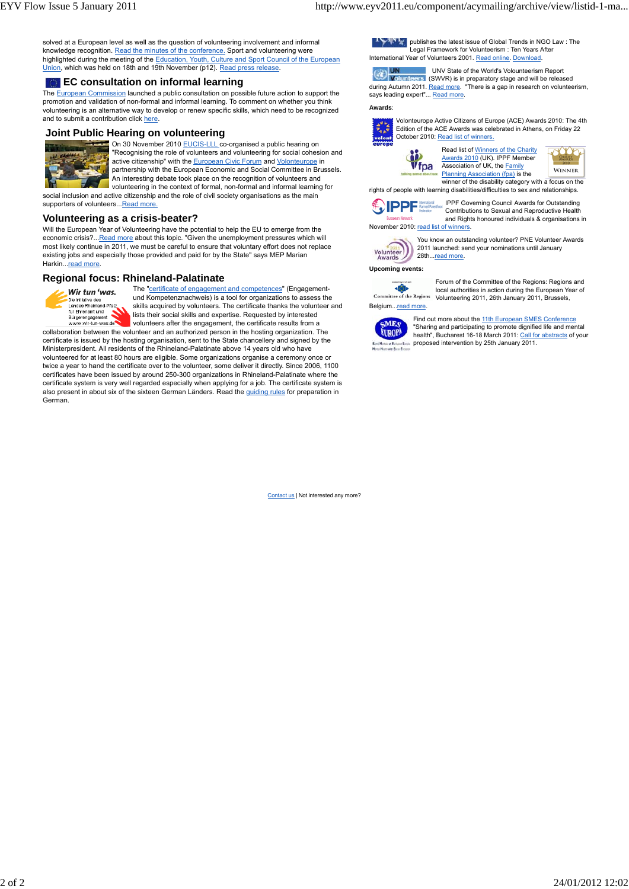solved at a European level as well as the question of volunteering involvement and informal knowledge recognition. Read the minutes of the conference. Sport and volunteering were highlighted during the meeting of the Education, Youth, Culture and Sport Council of the European Union, which was held on 18th and 19th November (p12). Read press release.

## EC consultation on informal learning

The European Commission launched a public consultation on possible future action to support the promotion and validation of non-formal and informal learning. To comment on whether you think volunteering is an alternative way to develop or renew specific skills, which need to be recognized and to submit a contribution click here.

## Joint Public Hearing on volunteering

On 30 November 2010 EUCIS-LLL co-organised a public hearing on "Recognising the role of volunteers and volunteering for social cohesion and active citizenship" with the European Civic Forum and Volonteurope in partnership with the European Economic and Social Committee in Brussels. An interesting debate took place on the recognition of volunteers and volunteering in the context of formal, non-formal and informal learning for social inclusion and active citizenship and the role of civil society organisations as the main supporters of volunteers...Read more.

## Volunteering as a crisis-beater?

Will the European Year of Volunteering have the potential to help the EU to emerge from the economic crisis?...Read more about this topic. "Given the unemployment pressures which will most likely continue in 2011, we must be careful to ensure that voluntary effort does not replace existing jobs and especially those provided and paid for by the State" says MEP Marian Harkin...read more.

## Regional focus: Rhineland-Palatinate

The "certificate of engagement and competences" (Engagement- und Kompetenznachweis) is a tool for organizations to assess the skills acquired by volunteers. The certificate thanks the volunteer and lists their social skills and expertise. Requested by interested volunteers after the engagement, the certificate results from a collaboration between the volunteer and an authorized person in the hosting organization. The certificate is issued by the hosting organisation, sent to the State chancellery and signed by the Ministerpresident. All residents of the Rhineland-Palatinate above 14 years old who have volunteered for at least 80 hours are eligible. Some organizations organise a ceremony once or twice a year to hand the certificate over to the volunteer, some deliver it directly. Since 2006, 1100 certificates have been issued by around 250-300 organizations in Rhineland-Palatinate where the certificate system is very well regarded especially when applying for a job. The certificate system is also present in about six of the sixteen German Länder. Read the guiding rules for preparation in German.

ICNL publishes the latest issue of Global Trends in NGO Law : The Legal Framework for Volunteerism : Ten Years After International Year of Volunteers 2001. Read online. Download.

UNV State of the World's Volounteerism Report (SWVR) is in preparatory stage and will be released during Autumn 2011. Read more. "There is a gap in research on volunteerism, says leading expert"... Read more.

**Awards**:

Volonteurope Active Citizens of Europe (ACE) Awards 2010: The 4th Edition of the ACE Awards was celebrated in Athens, on Friday 22 October 2010: Read list of winners.

Read list of Winners of the Charity Awards 2010 (UK). IPPF Member Association of UK, the Family Planning Association (fpa) is the winner of the disability category with a focus on the rights of people with learning disabilities/difficulties to sex and relationships.

IPPF Governing Council Awards for Outstanding Contributions to Sexual and Reproductive Health and Rights honoured individuals & organisations in November 2010: read list of winners.

You know an outstanding volunteer? PNE Volunteer Awards 2011 launched: send your nominations until January 28th...read more.

**Upcoming events:**

Forum of the Committee of the Regions: Regions and local authorities in action during the European Year of Volunteering 2011, 26th January 2011, Brussels, Belgium...read more.

Find out more about the 11th European SMES Conference "Sharing and participating to promote dignified life and mental health", Bucharest 16-18 March 2011: Call for abstracts of your proposed intervention by 25th January 2011.

Contact us | Not interested any more?